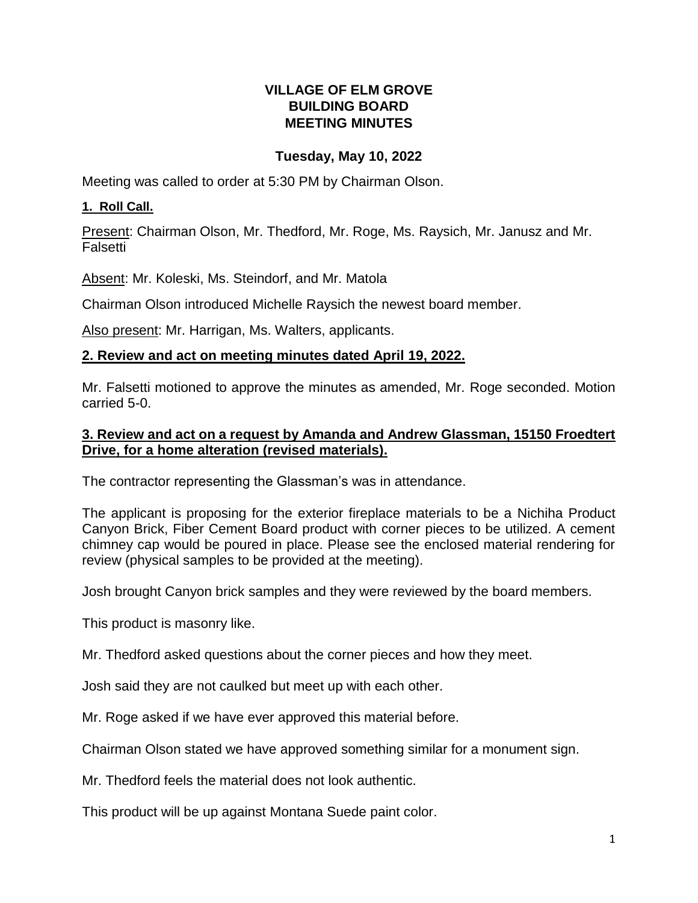# VILLAGE OF ELM GROVE
# BUILDING BOARD
# MEETING MINUTES

## Tuesday, May 10, 2022

Meeting was called to order at 5:30 PM by Chairman Olson.

**1. Roll Call.**

Present: Chairman Olson, Mr. Thedford, Mr. Roge, Ms. Raysich, Mr. Janusz and Mr. Falsetti

Absent: Mr. Koleski, Ms. Steindorf, and Mr. Matola

Chairman Olson introduced Michelle Raysich the newest board member.

Also present: Mr. Harrigan, Ms. Walters, applicants.

**2. Review and act on meeting minutes dated April 19, 2022.**

Mr. Falsetti motioned to approve the minutes as amended, Mr. Roge seconded. Motion carried 5-0.

**3. Review and act on a request by Amanda and Andrew Glassman, 15150 Froedtert Drive, for a home alteration (revised materials).**

The contractor representing the Glassman's was in attendance.

The applicant is proposing for the exterior fireplace materials to be a Nichiha Product Canyon Brick, Fiber Cement Board product with corner pieces to be utilized. A cement chimney cap would be poured in place. Please see the enclosed material rendering for review (physical samples to be provided at the meeting).

Josh brought Canyon brick samples and they were reviewed by the board members.

This product is masonry like.

Mr. Thedford asked questions about the corner pieces and how they meet.

Josh said they are not caulked but meet up with each other.

Mr. Roge asked if we have ever approved this material before.

Chairman Olson stated we have approved something similar for a monument sign.

Mr. Thedford feels the material does not look authentic.

This product will be up against Montana Suede paint color.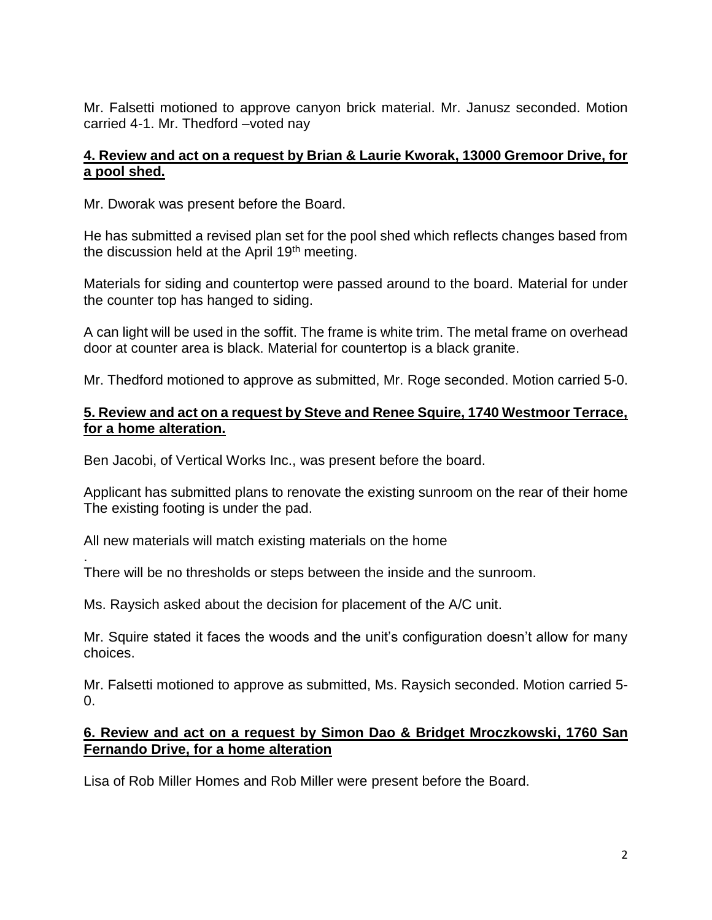Mr. Falsetti motioned to approve canyon brick material. Mr. Janusz seconded. Motion carried 4-1. Mr. Thedford –voted nay

**4. Review and act on a request by Brian & Laurie Kworak, 13000 Gremoor Drive, for a pool shed.**

Mr. Dworak was present before the Board.

He has submitted a revised plan set for the pool shed which reflects changes based from the discussion held at the April 19th meeting.

Materials for siding and countertop were passed around to the board. Material for under the counter top has hanged to siding.

A can light will be used in the soffit. The frame is white trim. The metal frame on overhead door at counter area is black. Material for countertop is a black granite.

Mr. Thedford motioned to approve as submitted, Mr. Roge seconded. Motion carried 5-0.

**5. Review and act on a request by Steve and Renee Squire, 1740 Westmoor Terrace, for a home alteration.**

Ben Jacobi, of Vertical Works Inc., was present before the board.

Applicant has submitted plans to renovate the existing sunroom on the rear of their home The existing footing is under the pad.

All new materials will match existing materials on the home
.
There will be no thresholds or steps between the inside and the sunroom.

Ms. Raysich asked about the decision for placement of the A/C unit.

Mr. Squire stated it faces the woods and the unit's configuration doesn't allow for many choices.

Mr. Falsetti motioned to approve as submitted, Ms. Raysich seconded. Motion carried 5-0.

**6. Review and act on a request by Simon Dao & Bridget Mroczkowski, 1760 San Fernando Drive, for a home alteration**

Lisa of Rob Miller Homes and Rob Miller were present before the Board.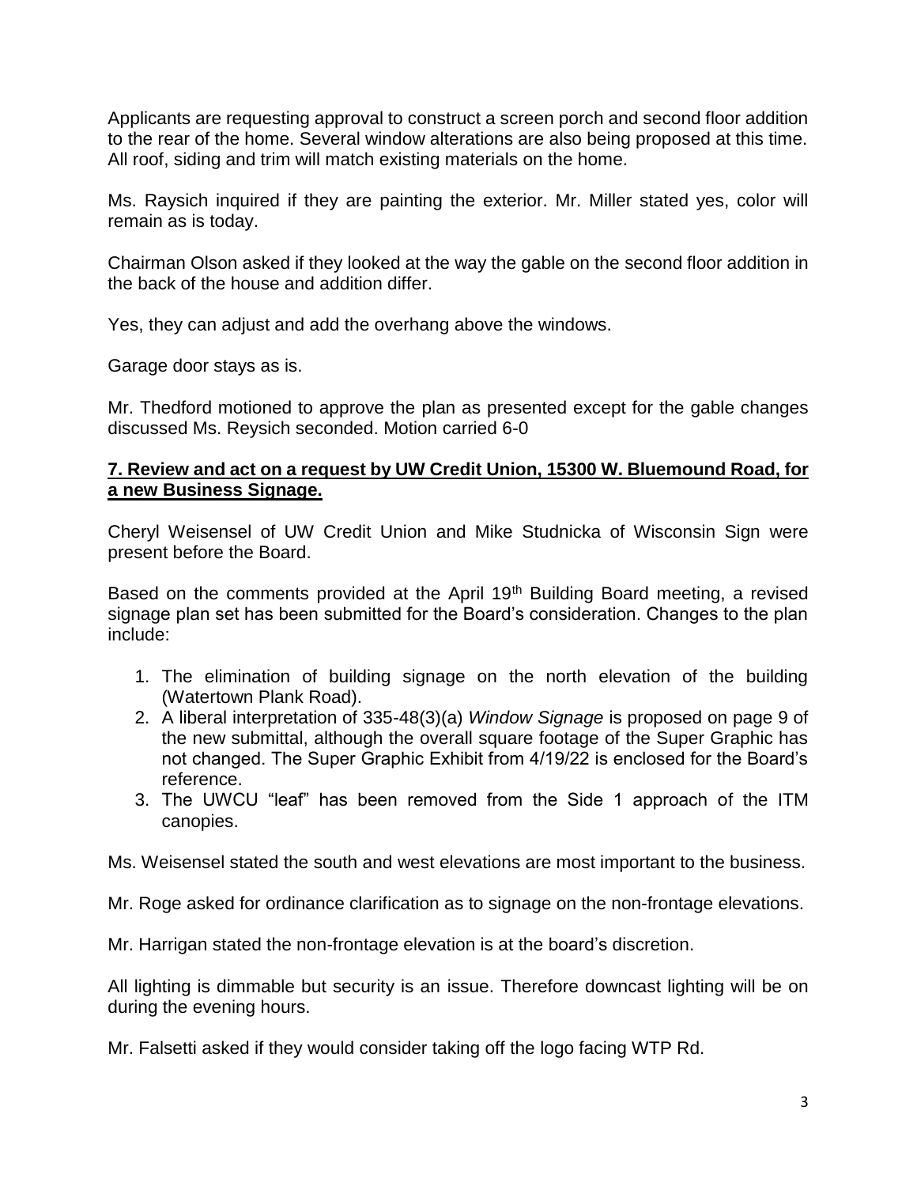Applicants are requesting approval to construct a screen porch and second floor addition to the rear of the home. Several window alterations are also being proposed at this time. All roof, siding and trim will match existing materials on the home.

Ms. Raysich inquired if they are painting the exterior. Mr. Miller stated yes, color will remain as is today.

Chairman Olson asked if they looked at the way the gable on the second floor addition in the back of the house and addition differ.

Yes, they can adjust and add the overhang above the windows.

Garage door stays as is.

Mr. Thedford motioned to approve the plan as presented except for the gable changes discussed Ms. Reysich seconded. Motion carried 6-0

**7. Review and act on a request by UW Credit Union, 15300 W. Bluemound Road, for a new Business Signage.**

Cheryl Weisensel of UW Credit Union and Mike Studnicka of Wisconsin Sign were present before the Board.

Based on the comments provided at the April 19th Building Board meeting, a revised signage plan set has been submitted for the Board's consideration. Changes to the plan include:

1. The elimination of building signage on the north elevation of the building (Watertown Plank Road).
2. A liberal interpretation of 335-48(3)(a) *Window Signage* is proposed on page 9 of the new submittal, although the overall square footage of the Super Graphic has not changed. The Super Graphic Exhibit from 4/19/22 is enclosed for the Board's reference.
3. The UWCU "leaf" has been removed from the Side 1 approach of the ITM canopies.

Ms. Weisensel stated the south and west elevations are most important to the business.

Mr. Roge asked for ordinance clarification as to signage on the non-frontage elevations.

Mr. Harrigan stated the non-frontage elevation is at the board's discretion.

All lighting is dimmable but security is an issue. Therefore downcast lighting will be on during the evening hours.

Mr. Falsetti asked if they would consider taking off the logo facing WTP Rd.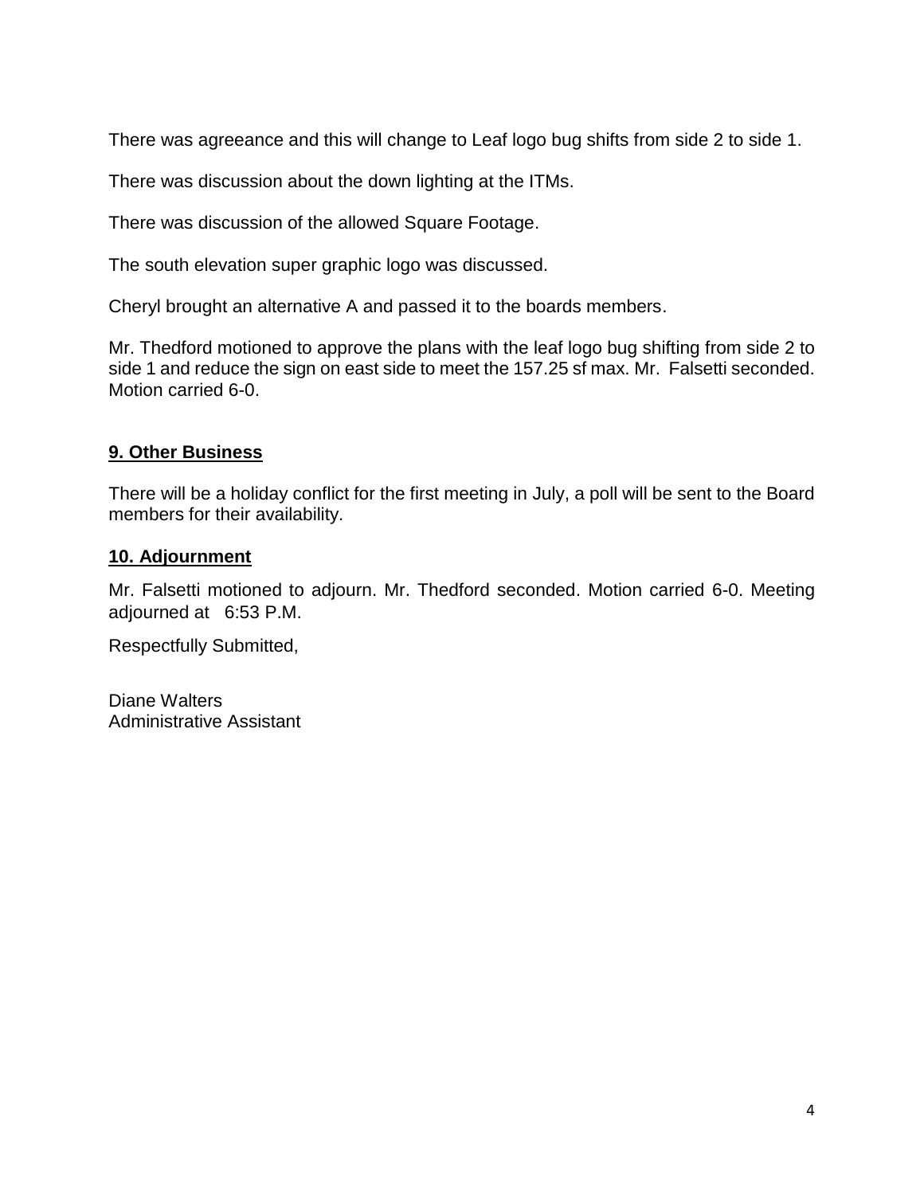There was agreeance and this will change to Leaf logo bug shifts from side 2 to side 1.

There was discussion about the down lighting at the ITMs.

There was discussion of the allowed Square Footage.

The south elevation super graphic logo was discussed.

Cheryl brought an alternative A and passed it to the boards members.

Mr. Thedford motioned to approve the plans with the leaf logo bug shifting from side 2 to side 1 and reduce the sign on east side to meet the 157.25 sf max. Mr. Falsetti seconded. Motion carried 6-0.

## 9. Other Business

There will be a holiday conflict for the first meeting in July, a poll will be sent to the Board members for their availability.

## 10. Adjournment

Mr. Falsetti motioned to adjourn. Mr. Thedford seconded. Motion carried 6-0. Meeting adjourned at 6:53 P.M.

Respectfully Submitted,

Diane Walters
Administrative Assistant